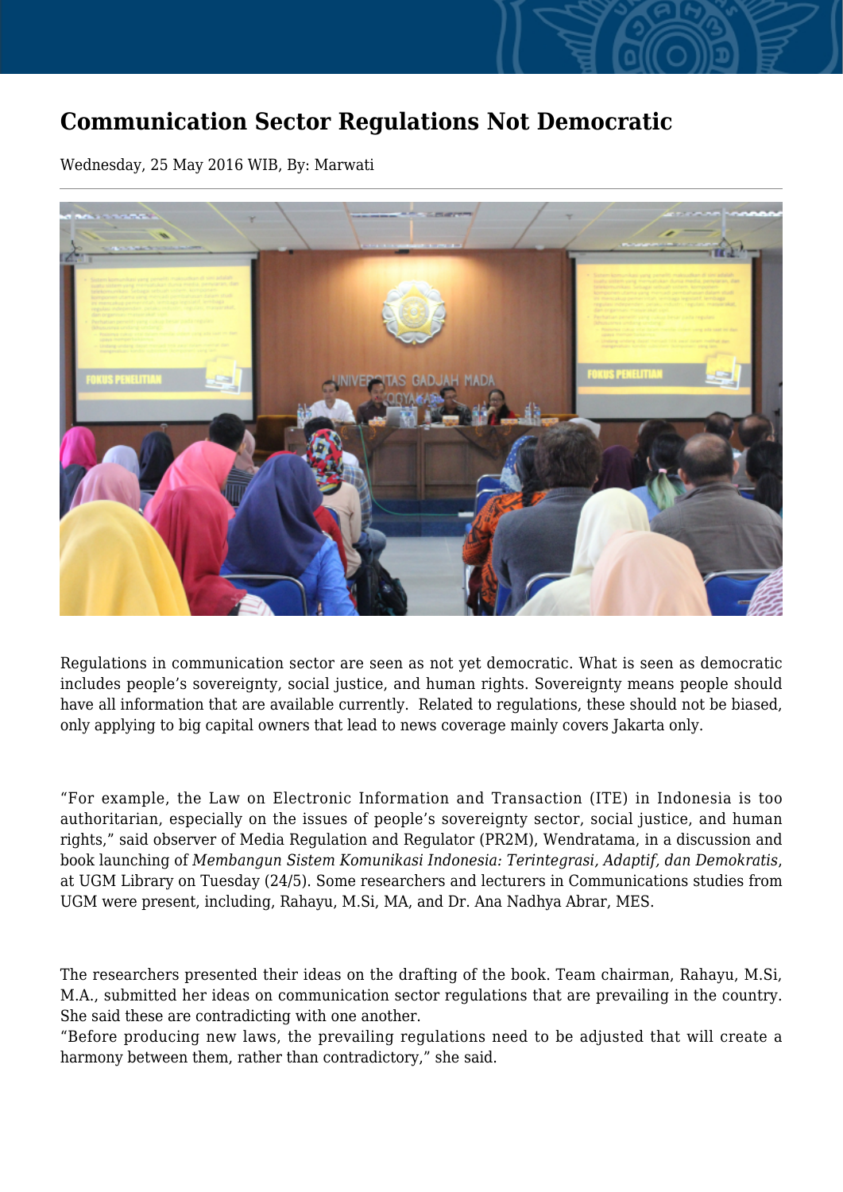# Communication Sector Regulations Not Democratic

Wednesday, 25 May 2016 WIB, By: Marwati

Regulations in communication sector are seen as not yet democratic. What is seen as democratic includes people's sovereignty, social justice, and human rights. Sovereignty means people should have all information that are available currently. Related to regulations, these should not be biased, only applying to big capital owners that lead to news coverage mainly covers Jakarta only.

"For example, the Law on Electronic Information and Transaction (ITE) in Indonesia is too authoritarian, especially on the issues of people's sovereignty sector, social justice, and human rights," said observer of Media Regulation and Regulator (PR2M), Wendratama, in a discussion and book launching of *Membangun Sistem Komunikasi Indonesia: Terintegrasi, Adaptif, dan Demokratis*, at UGM Library on Tuesday (24/5). Some researchers and lecturers in Communications studies from UGM were present, including, Rahayu, M.Si, MA, and Dr. Ana Nadhya Abrar, MES.

The researchers presented their ideas on the drafting of the book. Team chairman, Rahayu, M.Si, M.A., submitted her ideas on communication sector regulations that are prevailing in the country. She said these are contradicting with one another.

"Before producing new laws, the prevailing regulations need to be adjusted that will create a harmony between them, rather than contradictory," she said.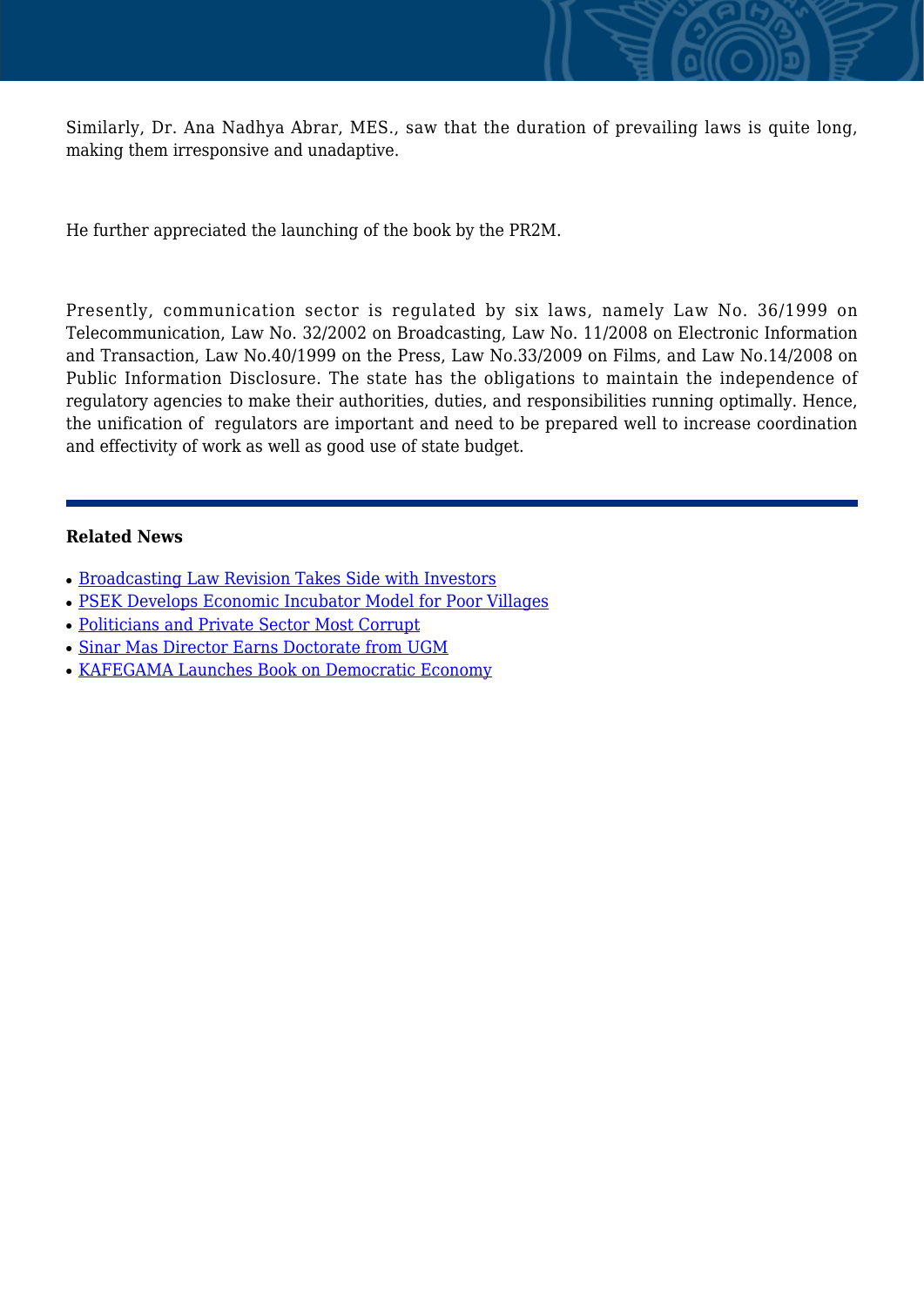Similarly, Dr. Ana Nadhya Abrar, MES., saw that the duration of prevailing laws is quite long, making them irresponsive and unadaptive.

He further appreciated the launching of the book by the PR2M.

Presently, communication sector is regulated by six laws, namely Law No. 36/1999 on Telecommunication, Law No. 32/2002 on Broadcasting, Law No. 11/2008 on Electronic Information and Transaction, Law No.40/1999 on the Press, Law No.33/2009 on Films, and Law No.14/2008 on Public Information Disclosure. The state has the obligations to maintain the independence of regulatory agencies to make their authorities, duties, and responsibilities running optimally. Hence, the unification of regulators are important and need to be prepared well to increase coordination and effectivity of work as well as good use of state budget.

---

**Related News**

- Broadcasting Law Revision Takes Side with Investors
- PSEK Develops Economic Incubator Model for Poor Villages
- Politicians and Private Sector Most Corrupt
- Sinar Mas Director Earns Doctorate from UGM
- KAFEGAMA Launches Book on Democratic Economy